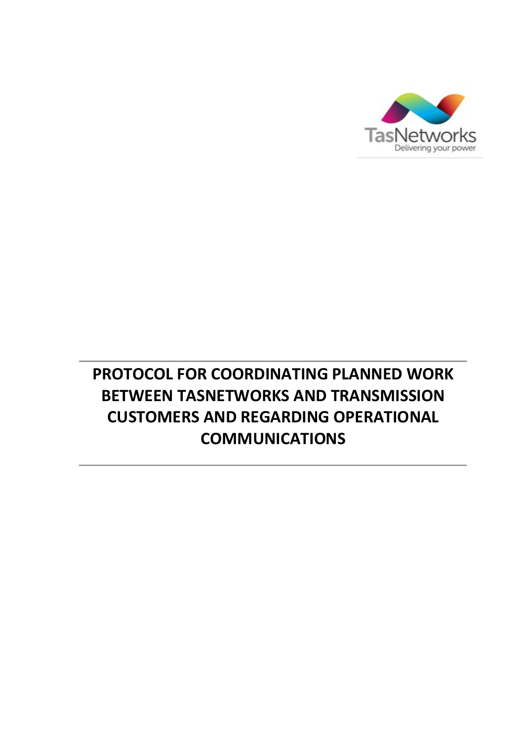# PROTOCOL FOR COORDINATING PLANNED WORK BETWEEN TASNETWORKS AND TRANSMISSION CUSTOMERS AND REGARDING OPERATIONAL COMMUNICATIONS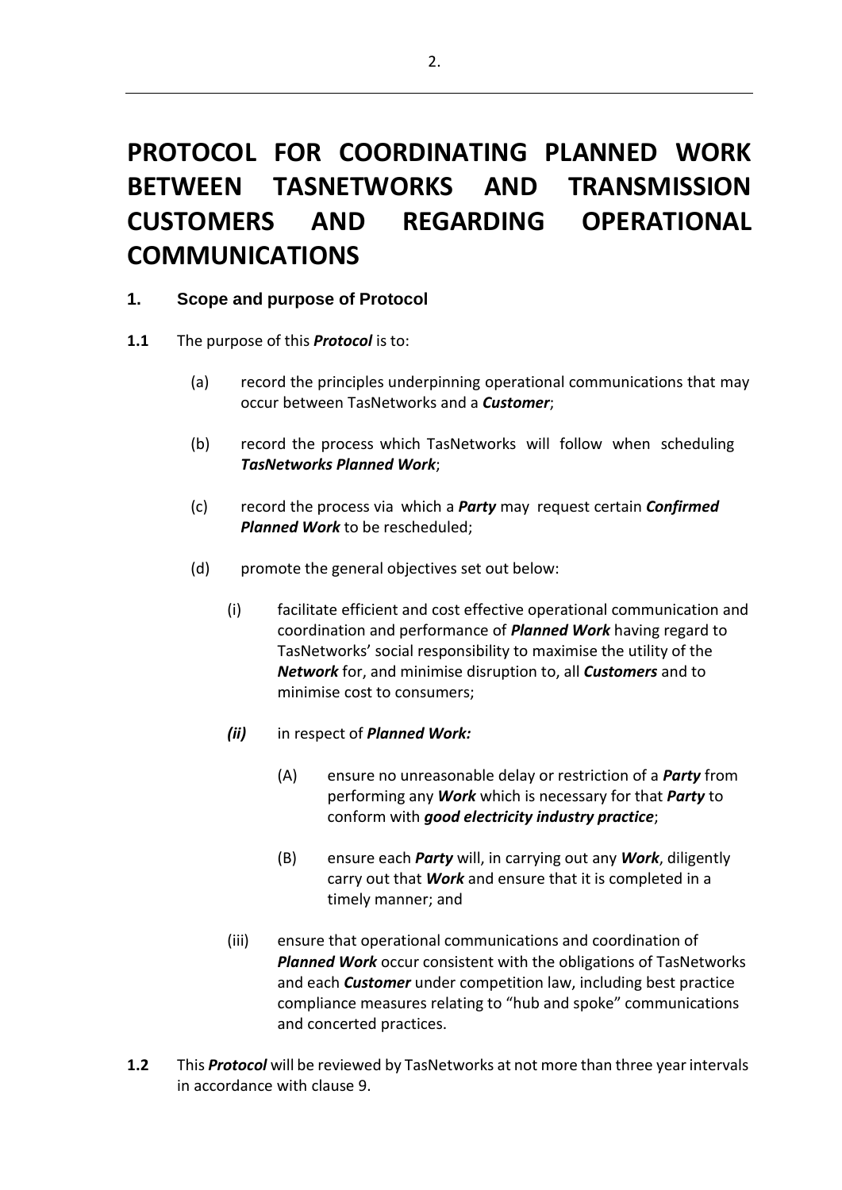# PROTOCOL FOR COORDINATING PLANNED WORK BETWEEN TASNETWORKS AND TRANSMISSION CUSTOMERS AND REGARDING OPERATIONAL COMMUNICATIONS

## 1. Scope and purpose of Protocol

**1.1** The purpose of this ***Protocol*** is to:

(a) record the principles underpinning operational communications that may occur between TasNetworks and a ***Customer***;

(b) record the process which TasNetworks will follow when scheduling ***TasNetworks Planned Work***;

(c) record the process via which a ***Party*** may request certain ***Confirmed Planned Work*** to be rescheduled;

(d) promote the general objectives set out below:

(i) facilitate efficient and cost effective operational communication and coordination and performance of ***Planned Work*** having regard to TasNetworks' social responsibility to maximise the utility of the ***Network*** for, and minimise disruption to, all ***Customers*** and to minimise cost to consumers;

***(ii)*** in respect of ***Planned Work:***

(A) ensure no unreasonable delay or restriction of a ***Party*** from performing any ***Work*** which is necessary for that ***Party*** to conform with ***good electricity industry practice***;

(B) ensure each ***Party*** will, in carrying out any ***Work***, diligently carry out that ***Work*** and ensure that it is completed in a timely manner; and

(iii) ensure that operational communications and coordination of ***Planned Work*** occur consistent with the obligations of TasNetworks and each ***Customer*** under competition law, including best practice compliance measures relating to "hub and spoke" communications and concerted practices.

**1.2** This ***Protocol*** will be reviewed by TasNetworks at not more than three year intervals in accordance with clause 9.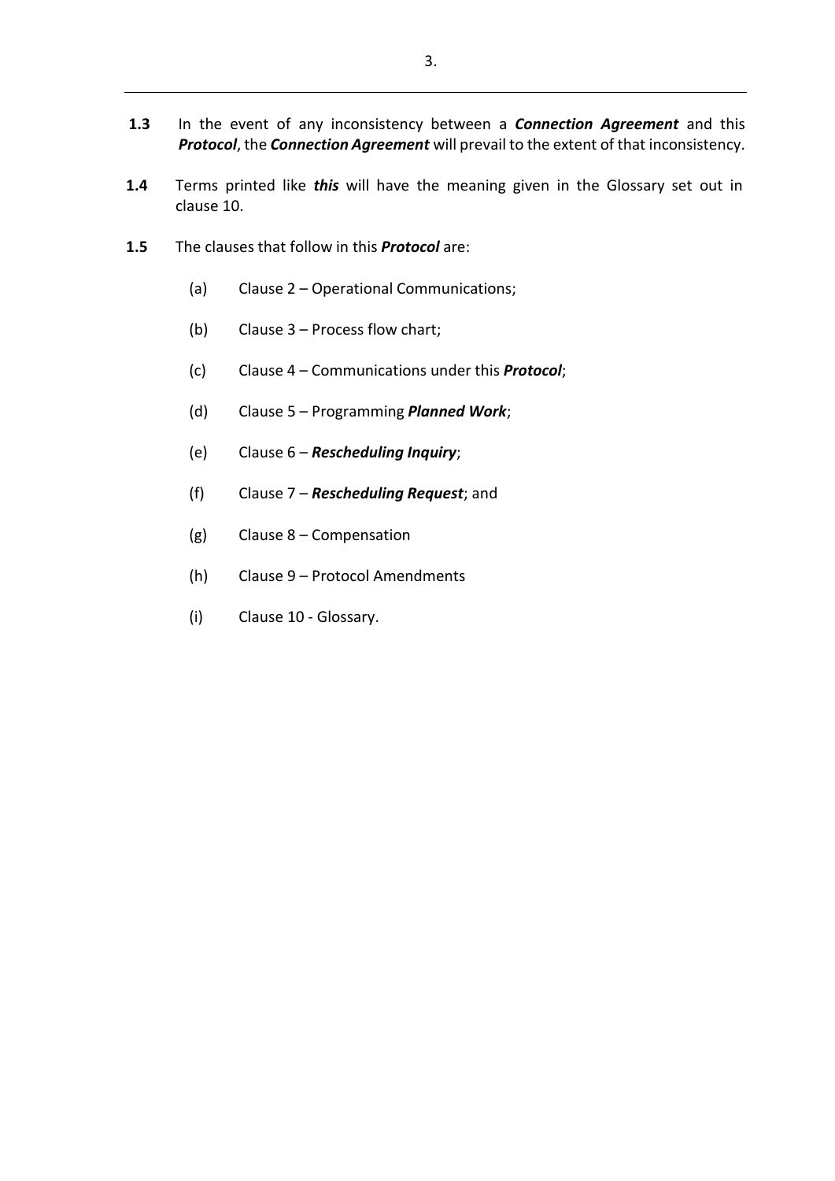**1.3** In the event of any inconsistency between a ***Connection Agreement*** and this ***Protocol***, the ***Connection Agreement*** will prevail to the extent of that inconsistency.

**1.4** Terms printed like ***this*** will have the meaning given in the Glossary set out in clause 10.

**1.5** The clauses that follow in this ***Protocol*** are:

(a) Clause 2 – Operational Communications;

(b) Clause 3 – Process flow chart;

(c) Clause 4 – Communications under this ***Protocol***;

(d) Clause 5 – Programming ***Planned Work***;

(e) Clause 6 – ***Rescheduling Inquiry***;

(f) Clause 7 – ***Rescheduling Request***; and

(g) Clause 8 – Compensation

(h) Clause 9 – Protocol Amendments

(i) Clause 10 - Glossary.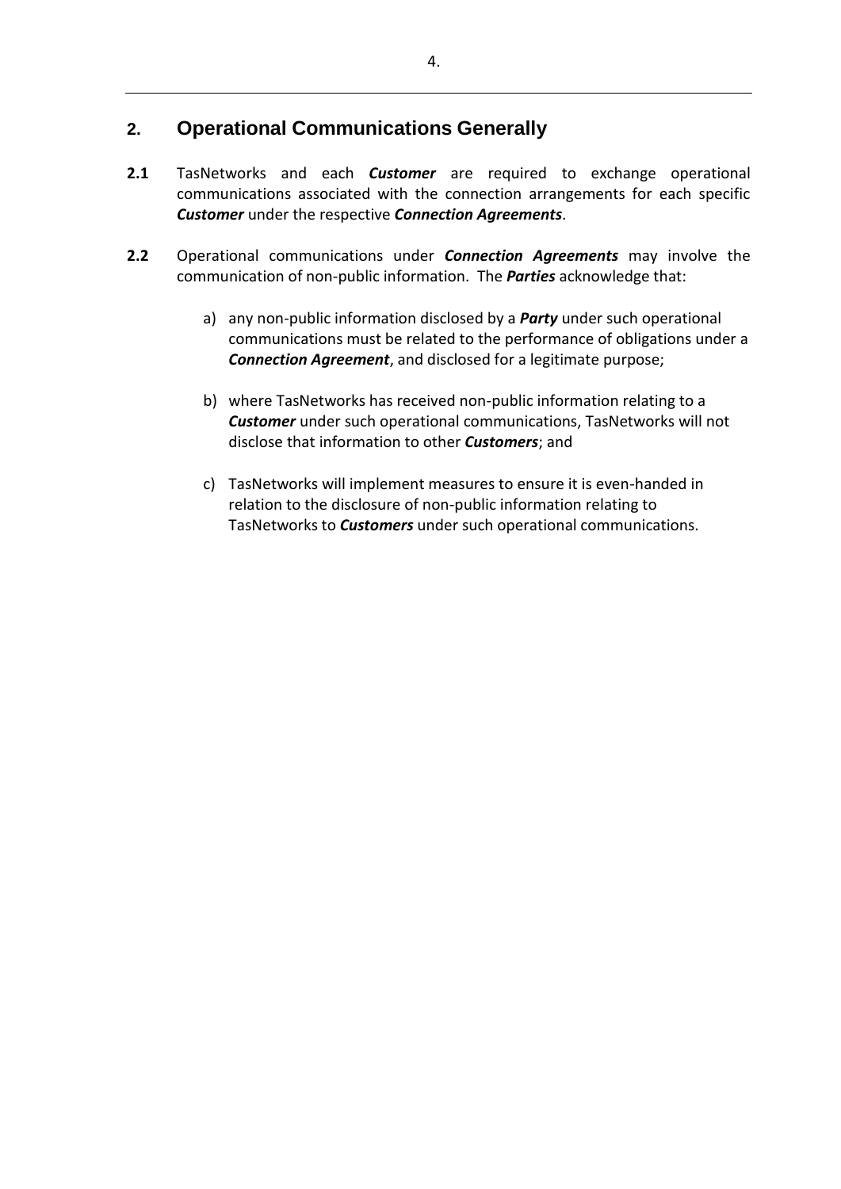## 2. Operational Communications Generally

**2.1** TasNetworks and each ***Customer*** are required to exchange operational communications associated with the connection arrangements for each specific ***Customer*** under the respective ***Connection Agreements***.

**2.2** Operational communications under ***Connection Agreements*** may involve the communication of non-public information. The ***Parties*** acknowledge that:

a) any non-public information disclosed by a ***Party*** under such operational communications must be related to the performance of obligations under a ***Connection Agreement***, and disclosed for a legitimate purpose;

b) where TasNetworks has received non-public information relating to a ***Customer*** under such operational communications, TasNetworks will not disclose that information to other ***Customers***; and

c) TasNetworks will implement measures to ensure it is even-handed in relation to the disclosure of non-public information relating to TasNetworks to ***Customers*** under such operational communications.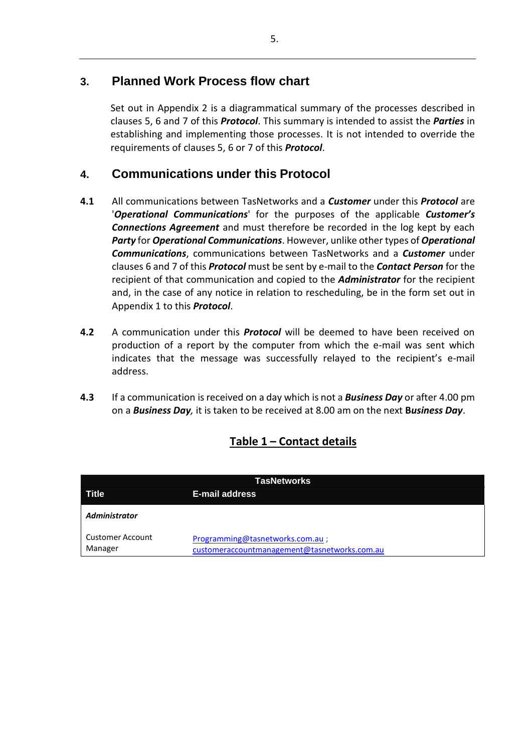## 3. Planned Work Process flow chart

Set out in Appendix 2 is a diagrammatical summary of the processes described in clauses 5, 6 and 7 of this ***Protocol***. This summary is intended to assist the ***Parties*** in establishing and implementing those processes. It is not intended to override the requirements of clauses 5, 6 or 7 of this ***Protocol***.

## 4. Communications under this Protocol

**4.1** All communications between TasNetworks and a ***Customer*** under this ***Protocol*** are '***Operational Communications***' for the purposes of the applicable ***Customer's Connections Agreement*** and must therefore be recorded in the log kept by each ***Party*** for ***Operational Communications***. However, unlike other types of ***Operational Communications***, communications between TasNetworks and a ***Customer*** under clauses 6 and 7 of this ***Protocol*** must be sent by e-mail to the ***Contact Person*** for the recipient of that communication and copied to the ***Administrator*** for the recipient and, in the case of any notice in relation to rescheduling, be in the form set out in Appendix 1 to this ***Protocol***.

**4.2** A communication under this ***Protocol*** will be deemed to have been received on production of a report by the computer from which the e-mail was sent which indicates that the message was successfully relayed to the recipient's e-mail address.

**4.3** If a communication is received on a day which is not a ***Business Day*** or after 4.00 pm on a ***Business Day,*** it is taken to be received at 8.00 am on the next **B*usiness Day***.

**<u>Table 1 – Contact details</u>**

| TasNetworks | |
|---|---|
| **Title** | **E-mail address** |
| ***Administrator*** | |
| Customer Account Manager | Programming@tasnetworks.com.au ; customeraccountmanagement@tasnetworks.com.au |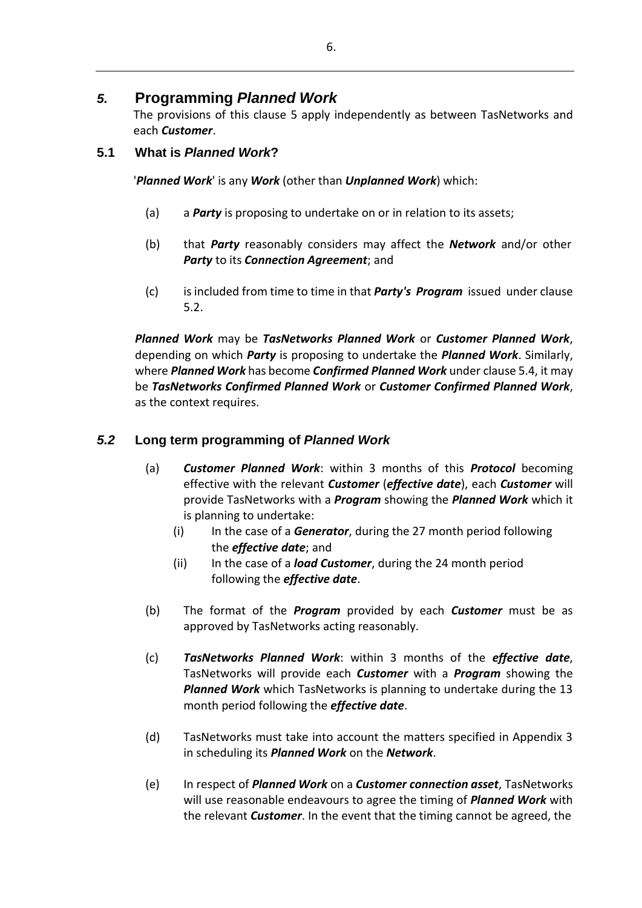## *5.* Programming *Planned Work*

The provisions of this clause 5 apply independently as between TasNetworks and each ***Customer***.

### 5.1 What is *Planned Work*?

'***Planned Work***' is any ***Work*** (other than ***Unplanned Work***) which:

(a) a ***Party*** is proposing to undertake on or in relation to its assets;

(b) that ***Party*** reasonably considers may affect the ***Network*** and/or other ***Party*** to its ***Connection Agreement***; and

(c) is included from time to time in that ***Party's Program*** issued under clause 5.2.

***Planned Work*** may be ***TasNetworks Planned Work*** or ***Customer Planned Work***, depending on which ***Party*** is proposing to undertake the ***Planned Work***. Similarly, where ***Planned Work*** has become ***Confirmed Planned Work*** under clause 5.4, it may be ***TasNetworks Confirmed Planned Work*** or ***Customer Confirmed Planned Work***, as the context requires.

### *5.2* Long term programming of *Planned Work*

(a) ***Customer Planned Work***: within 3 months of this ***Protocol*** becoming effective with the relevant ***Customer*** (***effective date***), each ***Customer*** will provide TasNetworks with a ***Program*** showing the ***Planned Work*** which it is planning to undertake:

  (i) In the case of a ***Generator***, during the 27 month period following the ***effective date***; and

  (ii) In the case of a ***load Customer***, during the 24 month period following the ***effective date***.

(b) The format of the ***Program*** provided by each ***Customer*** must be as approved by TasNetworks acting reasonably.

(c) ***TasNetworks Planned Work***: within 3 months of the ***effective date***, TasNetworks will provide each ***Customer*** with a ***Program*** showing the ***Planned Work*** which TasNetworks is planning to undertake during the 13 month period following the ***effective date***.

(d) TasNetworks must take into account the matters specified in Appendix 3 in scheduling its ***Planned Work*** on the ***Network***.

(e) In respect of ***Planned Work*** on a ***Customer connection asset***, TasNetworks will use reasonable endeavours to agree the timing of ***Planned Work*** with the relevant ***Customer***. In the event that the timing cannot be agreed, the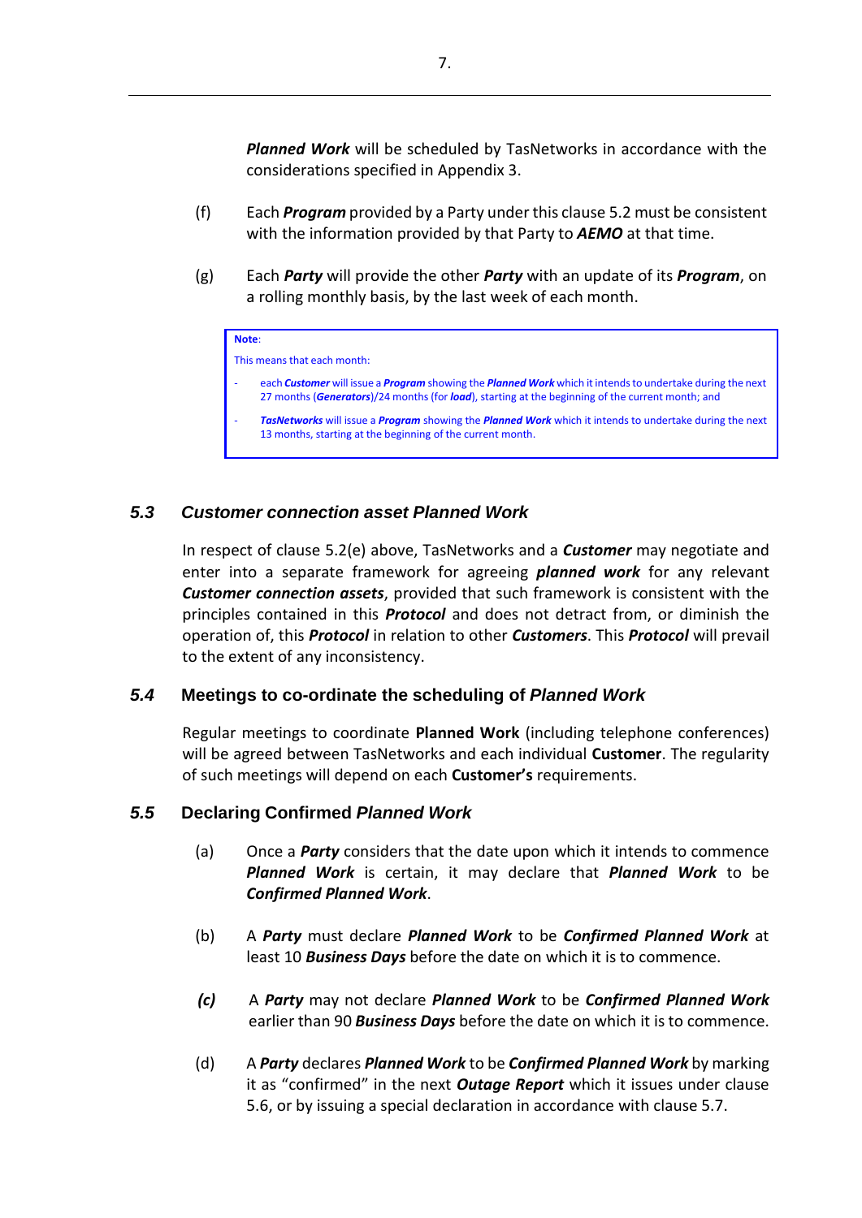***Planned Work*** will be scheduled by TasNetworks in accordance with the considerations specified in Appendix 3.

(f) Each ***Program*** provided by a Party under this clause 5.2 must be consistent with the information provided by that Party to ***AEMO*** at that time.

(g) Each ***Party*** will provide the other ***Party*** with an update of its ***Program***, on a rolling monthly basis, by the last week of each month.

> **Note**:
>
> This means that each month:
>
> - each ***Customer*** will issue a ***Program*** showing the ***Planned Work*** which it intends to undertake during the next 27 months (***Generators***)/24 months (for ***load***), starting at the beginning of the current month; and
> - ***TasNetworks*** will issue a ***Program*** showing the ***Planned Work*** which it intends to undertake during the next 13 months, starting at the beginning of the current month.

### *5.3 Customer connection asset Planned Work*

In respect of clause 5.2(e) above, TasNetworks and a ***Customer*** may negotiate and enter into a separate framework for agreeing ***planned work*** for any relevant ***Customer connection assets***, provided that such framework is consistent with the principles contained in this ***Protocol*** and does not detract from, or diminish the operation of, this ***Protocol*** in relation to other ***Customers***. This ***Protocol*** will prevail to the extent of any inconsistency.

### *5.4* Meetings to co-ordinate the scheduling of *Planned Work*

Regular meetings to coordinate **Planned Work** (including telephone conferences) will be agreed between TasNetworks and each individual **Customer**. The regularity of such meetings will depend on each **Customer's** requirements.

### *5.5* Declaring Confirmed *Planned Work*

(a) Once a ***Party*** considers that the date upon which it intends to commence ***Planned Work*** is certain, it may declare that ***Planned Work*** to be ***Confirmed Planned Work***.

(b) A ***Party*** must declare ***Planned Work*** to be ***Confirmed Planned Work*** at least 10 ***Business Days*** before the date on which it is to commence.

*(c)* A ***Party*** may not declare ***Planned Work*** to be ***Confirmed Planned Work*** earlier than 90 ***Business Days*** before the date on which it is to commence.

(d) A ***Party*** declares ***Planned Work*** to be ***Confirmed Planned Work*** by marking it as "confirmed" in the next ***Outage Report*** which it issues under clause 5.6, or by issuing a special declaration in accordance with clause 5.7.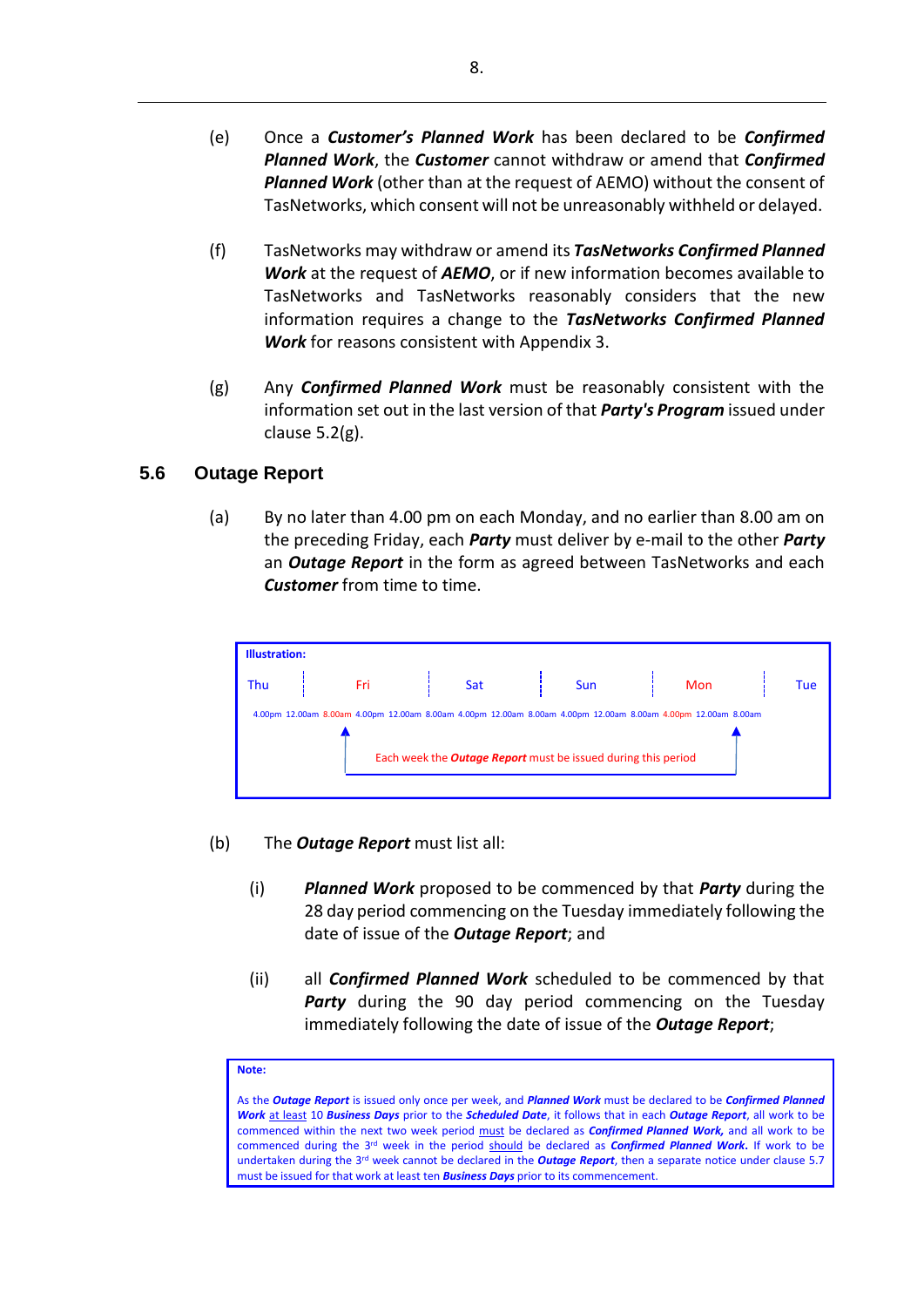(e) Once a ***Customer's Planned Work*** has been declared to be ***Confirmed Planned Work***, the ***Customer*** cannot withdraw or amend that ***Confirmed Planned Work*** (other than at the request of AEMO) without the consent of TasNetworks, which consent will not be unreasonably withheld or delayed.

(f) TasNetworks may withdraw or amend its ***TasNetworks Confirmed Planned Work*** at the request of ***AEMO***, or if new information becomes available to TasNetworks and TasNetworks reasonably considers that the new information requires a change to the ***TasNetworks Confirmed Planned Work*** for reasons consistent with Appendix 3.

(g) Any ***Confirmed Planned Work*** must be reasonably consistent with the information set out in the last version of that ***Party's Program*** issued under clause 5.2(g).

## 5.6 Outage Report

(a) By no later than 4.00 pm on each Monday, and no earlier than 8.00 am on the preceding Friday, each ***Party*** must deliver by e-mail to the other ***Party*** an ***Outage Report*** in the form as agreed between TasNetworks and each ***Customer*** from time to time.

> **Illustration:**
>
> | Thu | Fri | Sat | Sun | Mon | Tue |
> |---|---|---|---|---|---|
>
> 4.00pm 12.00am 8.00am 4.00pm 12.00am 8.00am 4.00pm 12.00am 8.00am 4.00pm 12.00am 8.00am 4.00pm 12.00am 8.00am
>
> Each week the ***Outage Report*** must be issued during this period

(b) The ***Outage Report*** must list all:

(i) ***Planned Work*** proposed to be commenced by that ***Party*** during the 28 day period commencing on the Tuesday immediately following the date of issue of the ***Outage Report***; and

(ii) all ***Confirmed Planned Work*** scheduled to be commenced by that ***Party*** during the 90 day period commencing on the Tuesday immediately following the date of issue of the ***Outage Report***;

> **Note:**
>
> As the ***Outage Report*** is issued only once per week, and ***Planned Work*** must be declared to be ***Confirmed Planned Work*** at least 10 ***Business Days*** prior to the ***Scheduled Date***, it follows that in each ***Outage Report***, all work to be commenced within the next two week period must be declared as ***Confirmed Planned Work,*** and all work to be commenced during the 3rd week in the period should be declared as ***Confirmed Planned Work.*** If work to be undertaken during the 3rd week cannot be declared in the ***Outage Report***, then a separate notice under clause 5.7 must be issued for that work at least ten ***Business Days*** prior to its commencement.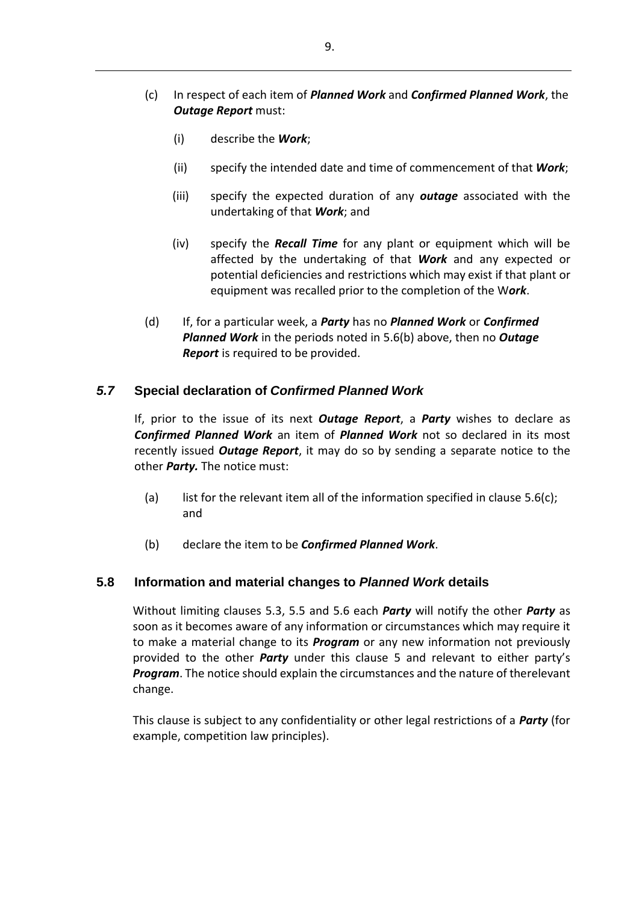(c) In respect of each item of ***Planned Work*** and ***Confirmed Planned Work***, the ***Outage Report*** must:

(i) describe the ***Work***;

(ii) specify the intended date and time of commencement of that ***Work***;

(iii) specify the expected duration of any ***outage*** associated with the undertaking of that ***Work***; and

(iv) specify the ***Recall Time*** for any plant or equipment which will be affected by the undertaking of that ***Work*** and any expected or potential deficiencies and restrictions which may exist if that plant or equipment was recalled prior to the completion of the W***ork***.

(d) If, for a particular week, a ***Party*** has no ***Planned Work*** or ***Confirmed Planned Work*** in the periods noted in 5.6(b) above, then no ***Outage Report*** is required to be provided.

### *5.7* Special declaration of *Confirmed Planned Work*

If, prior to the issue of its next ***Outage Report***, a ***Party*** wishes to declare as ***Confirmed Planned Work*** an item of ***Planned Work*** not so declared in its most recently issued ***Outage Report***, it may do so by sending a separate notice to the other ***Party.*** The notice must:

(a) list for the relevant item all of the information specified in clause 5.6(c); and

(b) declare the item to be ***Confirmed Planned Work***.

### 5.8 Information and material changes to *Planned Work* details

Without limiting clauses 5.3, 5.5 and 5.6 each ***Party*** will notify the other ***Party*** as soon as it becomes aware of any information or circumstances which may require it to make a material change to its ***Program*** or any new information not previously provided to the other ***Party*** under this clause 5 and relevant to either party's ***Program***. The notice should explain the circumstances and the nature of therelevant change.

This clause is subject to any confidentiality or other legal restrictions of a ***Party*** (for example, competition law principles).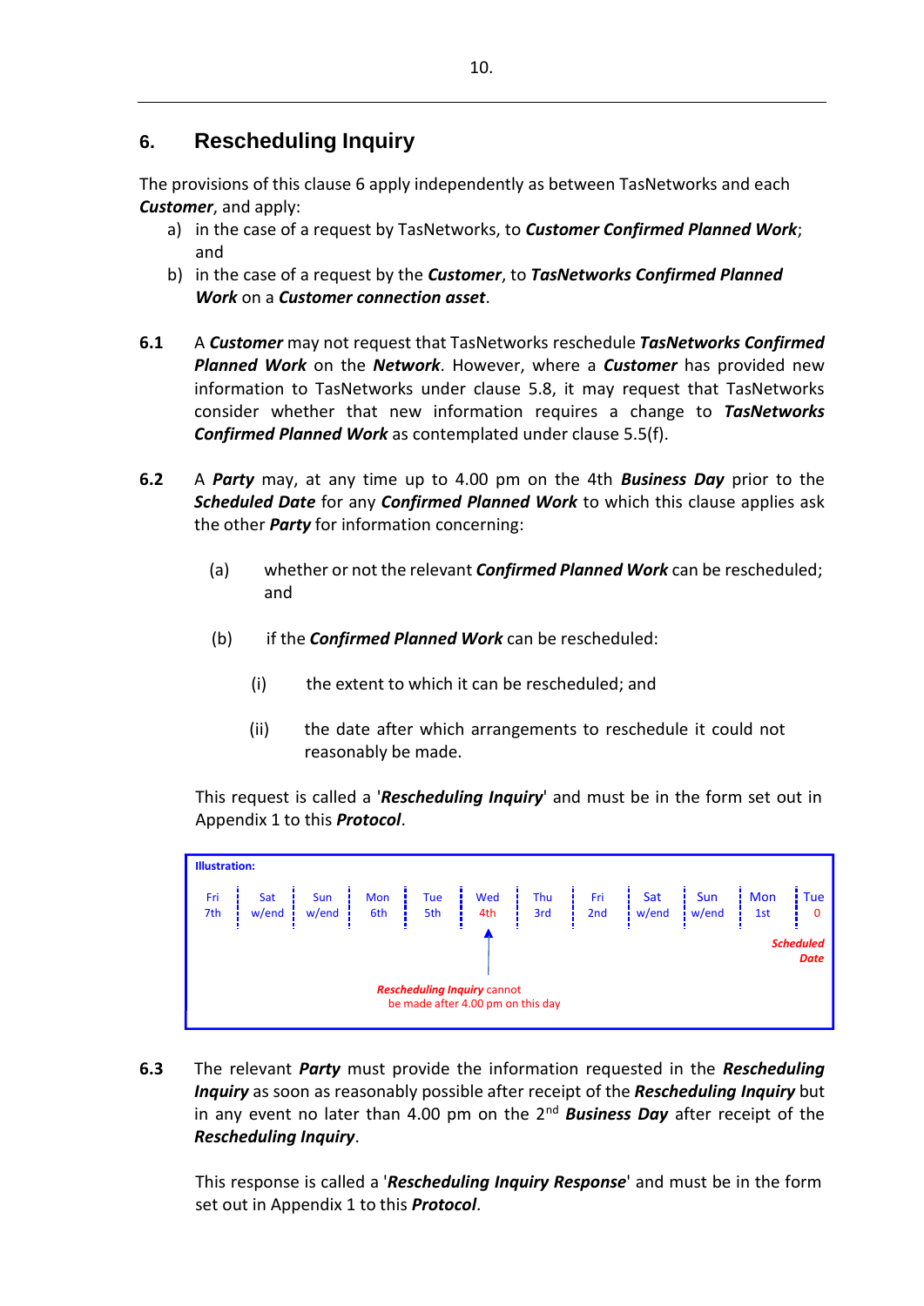## 6. Rescheduling Inquiry

The provisions of this clause 6 apply independently as between TasNetworks and each ***Customer***, and apply:

a) in the case of a request by TasNetworks, to ***Customer Confirmed Planned Work***; and
b) in the case of a request by the ***Customer***, to ***TasNetworks Confirmed Planned Work*** on a ***Customer connection asset***.

**6.1** A ***Customer*** may not request that TasNetworks reschedule ***TasNetworks Confirmed Planned Work*** on the ***Network***. However, where a ***Customer*** has provided new information to TasNetworks under clause 5.8, it may request that TasNetworks consider whether that new information requires a change to ***TasNetworks Confirmed Planned Work*** as contemplated under clause 5.5(f).

**6.2** A ***Party*** may, at any time up to 4.00 pm on the 4th ***Business Day*** prior to the ***Scheduled Date*** for any ***Confirmed Planned Work*** to which this clause applies ask the other ***Party*** for information concerning:

(a) whether or not the relevant ***Confirmed Planned Work*** can be rescheduled; and

(b) if the ***Confirmed Planned Work*** can be rescheduled:

(i) the extent to which it can be rescheduled; and

(ii) the date after which arrangements to reschedule it could not reasonably be made.

This request is called a '***Rescheduling Inquiry***' and must be in the form set out in Appendix 1 to this ***Protocol***.

**Illustration:**

| Fri 7th | Sat w/end | Sun w/end | Mon 6th | Tue 5th | Wed 4th | Thu 3rd | Fri 2nd | Sat w/end | Sun w/end | Mon 1st | Tue 0 |
|---|---|---|---|---|---|---|---|---|---|---|---|
| | | | | | ↑ *Rescheduling Inquiry* cannot be made after 4.00 pm on this day | | | | | | ***Scheduled Date*** |

**6.3** The relevant ***Party*** must provide the information requested in the ***Rescheduling Inquiry*** as soon as reasonably possible after receipt of the ***Rescheduling Inquiry*** but in any event no later than 4.00 pm on the 2nd ***Business Day*** after receipt of the ***Rescheduling Inquiry***.

This response is called a '***Rescheduling Inquiry Response***' and must be in the form set out in Appendix 1 to this ***Protocol***.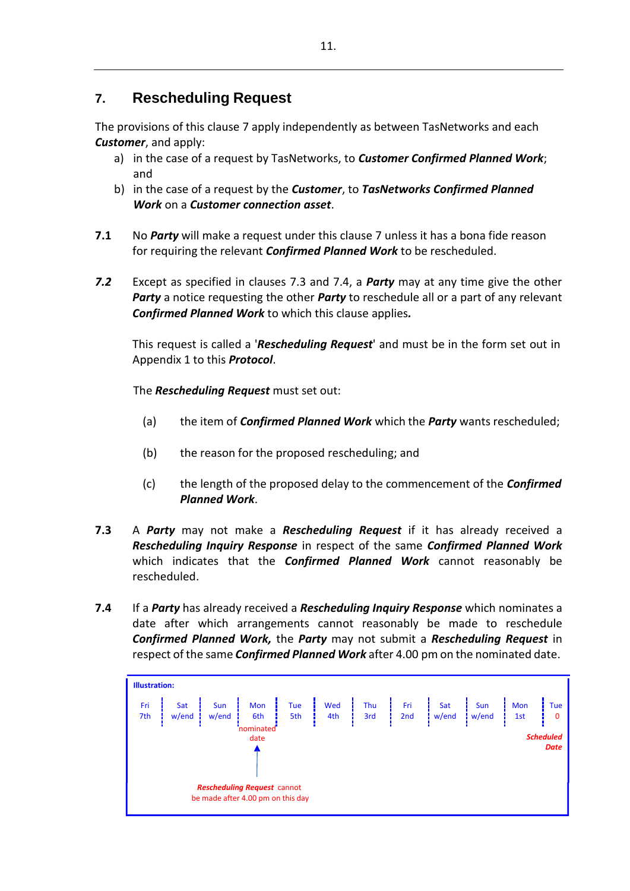## 7. Rescheduling Request

The provisions of this clause 7 apply independently as between TasNetworks and each ***Customer***, and apply:

a) in the case of a request by TasNetworks, to ***Customer Confirmed Planned Work***; and
b) in the case of a request by the ***Customer***, to ***TasNetworks Confirmed Planned Work*** on a ***Customer connection asset***.

**7.1** No ***Party*** will make a request under this clause 7 unless it has a bona fide reason for requiring the relevant ***Confirmed Planned Work*** to be rescheduled.

***7.2*** Except as specified in clauses 7.3 and 7.4, a ***Party*** may at any time give the other ***Party*** a notice requesting the other ***Party*** to reschedule all or a part of any relevant ***Confirmed Planned Work*** to which this clause applies***.***

This request is called a '***Rescheduling Request***' and must be in the form set out in Appendix 1 to this ***Protocol***.

The ***Rescheduling Request*** must set out:

(a) the item of ***Confirmed Planned Work*** which the ***Party*** wants rescheduled;

(b) the reason for the proposed rescheduling; and

(c) the length of the proposed delay to the commencement of the ***Confirmed Planned Work***.

**7.3** A ***Party*** may not make a ***Rescheduling Request*** if it has already received a ***Rescheduling Inquiry Response*** in respect of the same ***Confirmed Planned Work*** which indicates that the ***Confirmed Planned Work*** cannot reasonably be rescheduled.

**7.4** If a ***Party*** has already received a ***Rescheduling Inquiry Response*** which nominates a date after which arrangements cannot reasonably be made to reschedule ***Confirmed Planned Work,*** the ***Party*** may not submit a ***Rescheduling Request*** in respect of the same ***Confirmed Planned Work*** after 4.00 pm on the nominated date.

**Illustration:**

| Fri 7th | Sat w/end | Sun w/end | Mon 6th | Tue 5th | Wed 4th | Thu 3rd | Fri 2nd | Sat w/end | Sun w/end | Mon 1st | Tue 0 |
|---|---|---|---|---|---|---|---|---|---|---|---|
| | | | nominated date | | | | | | | | ***Scheduled Date*** |

***Rescheduling Request*** cannot be made after 4.00 pm on this day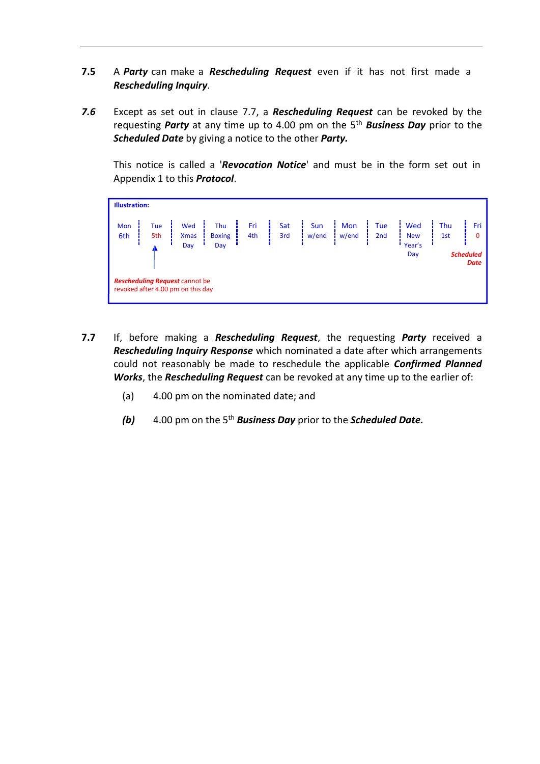**7.5** A ***Party*** can make a ***Rescheduling Request*** even if it has not first made a ***Rescheduling Inquiry***.

***7.6*** Except as set out in clause 7.7, a ***Rescheduling Request*** can be revoked by the requesting ***Party*** at any time up to 4.00 pm on the 5th ***Business Day*** prior to the ***Scheduled Date*** by giving a notice to the other ***Party.***

This notice is called a '***Revocation Notice***' and must be in the form set out in Appendix 1 to this ***Protocol***.

**Illustration:**

| Mon 6th | Tue 5th | Wed Xmas Day | Thu Boxing Day | Fri 4th | Sat 3rd | Sun w/end | Mon w/end | Tue 2nd | Wed New Year's Day | Thu 1st | Fri 0 |
|---|---|---|---|---|---|---|---|---|---|---|---|
| | ↑ | | | | | | | | | | ***Scheduled Date*** |

***Rescheduling Request*** cannot be revoked after 4.00 pm on this day

**7.7** If, before making a ***Rescheduling Request***, the requesting ***Party*** received a ***Rescheduling Inquiry Response*** which nominated a date after which arrangements could not reasonably be made to reschedule the applicable ***Confirmed Planned Works***, the ***Rescheduling Request*** can be revoked at any time up to the earlier of:

(a) 4.00 pm on the nominated date; and

***(b)*** 4.00 pm on the 5th ***Business Day*** prior to the ***Scheduled Date.***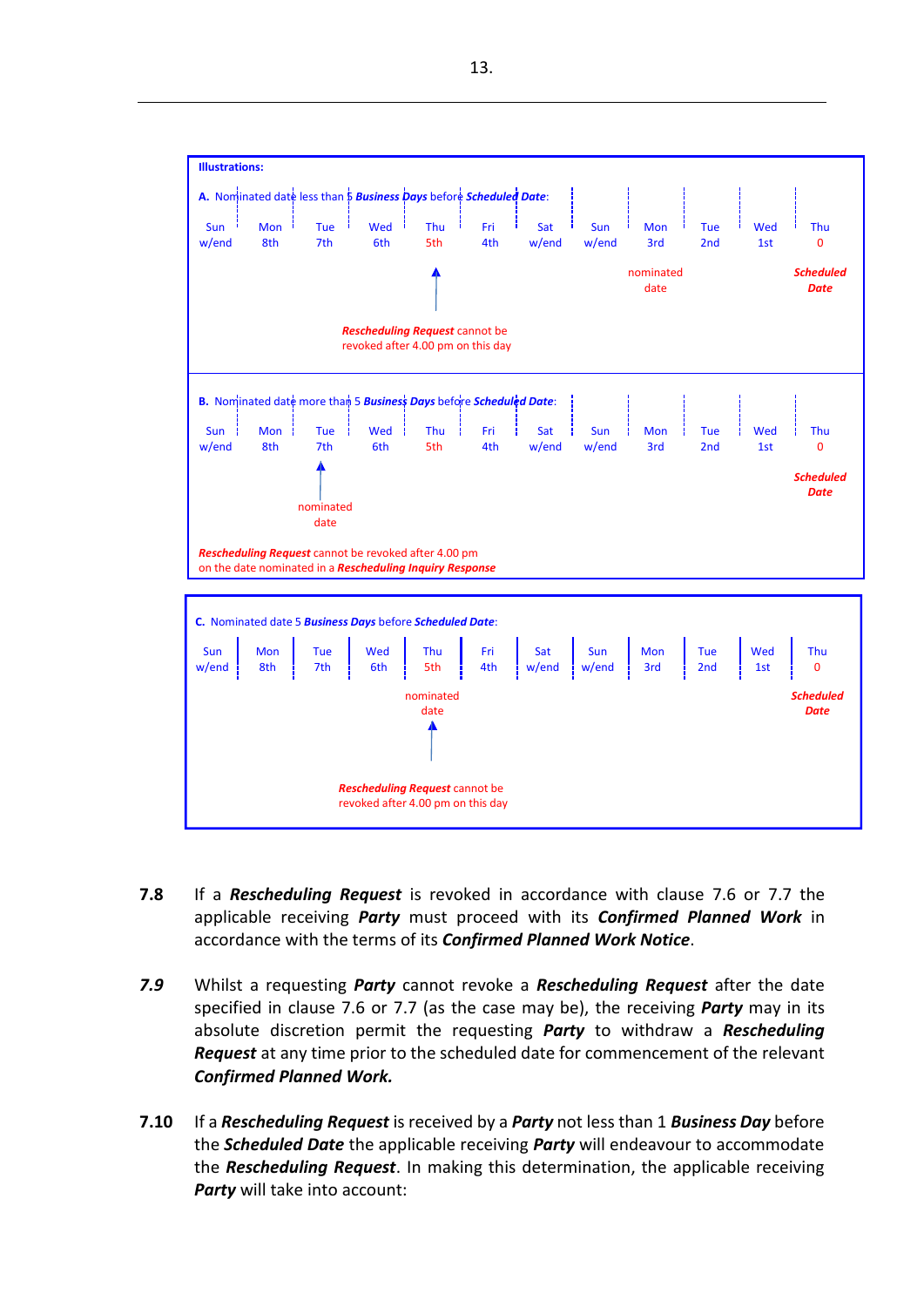**Illustrations:**

**A.** Nominated date less than 5 ***Business Days*** before ***Scheduled Date***:

| Sun | Mon | Tue | Wed | Thu | Fri | Sat | Sun | Mon | Tue | Wed | Thu |
|---|---|---|---|---|---|---|---|---|---|---|---|
| w/end | 8th | 7th | 6th | 5th | 4th | w/end | w/end | 3rd | 2nd | 1st | 0 |
| | | | | ↑ | | | | nominated date | | | ***Scheduled Date*** |

Thu 5th: ***Rescheduling Request*** cannot be revoked after 4.00 pm on this day

**B.** Nominated date more than 5 ***Business Days*** before ***Scheduled Date***:

| Sun | Mon | Tue | Wed | Thu | Fri | Sat | Sun | Mon | Tue | Wed | Thu |
|---|---|---|---|---|---|---|---|---|---|---|---|
| w/end | 8th | 7th | 6th | 5th | 4th | w/end | w/end | 3rd | 2nd | 1st | 0 |
| | | ↑ nominated date | | | | | | | | | ***Scheduled Date*** |

***Rescheduling Request*** cannot be revoked after 4.00 pm on the date nominated in a ***Rescheduling Inquiry Response***

**C.** Nominated date 5 ***Business Days*** before ***Scheduled Date***:

| Sun | Mon | Tue | Wed | Thu | Fri | Sat | Sun | Mon | Tue | Wed | Thu |
|---|---|---|---|---|---|---|---|---|---|---|---|
| w/end | 8th | 7th | 6th | 5th | 4th | w/end | w/end | 3rd | 2nd | 1st | 0 |
| | | | | nominated date ↑ | | | | | | | ***Scheduled Date*** |

Thu 5th: ***Rescheduling Request*** cannot be revoked after 4.00 pm on this day

**7.8** If a ***Rescheduling Request*** is revoked in accordance with clause 7.6 or 7.7 the applicable receiving ***Party*** must proceed with its ***Confirmed Planned Work*** in accordance with the terms of its ***Confirmed Planned Work Notice***.

***7.9*** Whilst a requesting ***Party*** cannot revoke a ***Rescheduling Request*** after the date specified in clause 7.6 or 7.7 (as the case may be), the receiving ***Party*** may in its absolute discretion permit the requesting ***Party*** to withdraw a ***Rescheduling Request*** at any time prior to the scheduled date for commencement of the relevant ***Confirmed Planned Work.***

**7.10** If a ***Rescheduling Request*** is received by a ***Party*** not less than 1 ***Business Day*** before the ***Scheduled Date*** the applicable receiving ***Party*** will endeavour to accommodate the ***Rescheduling Request***. In making this determination, the applicable receiving ***Party*** will take into account: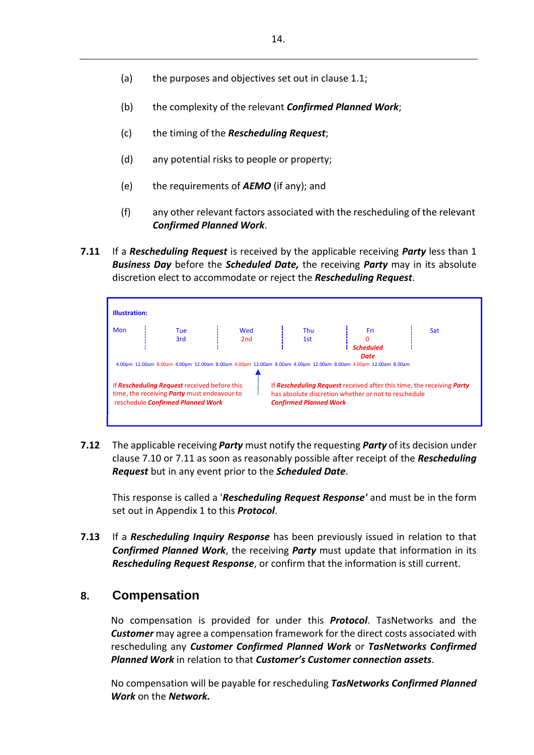(a) the purposes and objectives set out in clause 1.1;

(b) the complexity of the relevant ***Confirmed Planned Work***;

(c) the timing of the ***Rescheduling Request***;

(d) any potential risks to people or property;

(e) the requirements of ***AEMO*** (if any); and

(f) any other relevant factors associated with the rescheduling of the relevant ***Confirmed Planned Work***.

**7.11** If a ***Rescheduling Request*** is received by the applicable receiving ***Party*** less than 1 ***Business Day*** before the ***Scheduled Date,*** the receiving ***Party*** may in its absolute discretion elect to accommodate or reject the ***Rescheduling Request***.

**Illustration:**

| Mon | Tue 3rd | Wed 2nd | Thu 1st | Fri 0 ***Scheduled Date*** | Sat |
|---|---|---|---|---|---|

4.00pm 12.00am 8.00am 4.00pm 12.00am 8.00am 4.00pm 12.00am 8.00am 4.00pm 12.00am 8.00am 4.00pm 12.00am 8.00am

If ***Rescheduling Request*** received before this time, the receiving ***Party*** must endeavour to reschedule ***Confirmed Planned Work***

If ***Rescheduling Request*** received after this time, the receiving ***Party*** has absolute discretion whether or not to reschedule ***Confirmed Planned Work***

**7.12** The applicable receiving ***Party*** must notify the requesting ***Party*** of its decision under clause 7.10 or 7.11 as soon as reasonably possible after receipt of the ***Rescheduling Request*** but in any event prior to the ***Scheduled Date***.

This response is called a '***Rescheduling Request Response'*** and must be in the form set out in Appendix 1 to this ***Protocol***.

**7.13** If a ***Rescheduling Inquiry Response*** has been previously issued in relation to that ***Confirmed Planned Work***, the receiving ***Party*** must update that information in its ***Rescheduling Request Response***, or confirm that the information is still current.

## 8. Compensation

No compensation is provided for under this ***Protocol***. TasNetworks and the ***Customer*** may agree a compensation framework for the direct costs associated with rescheduling any ***Customer Confirmed Planned Work*** or ***TasNetworks Confirmed Planned Work*** in relation to that ***Customer's Customer connection assets***.

No compensation will be payable for rescheduling ***TasNetworks Confirmed Planned Work*** on the ***Network.***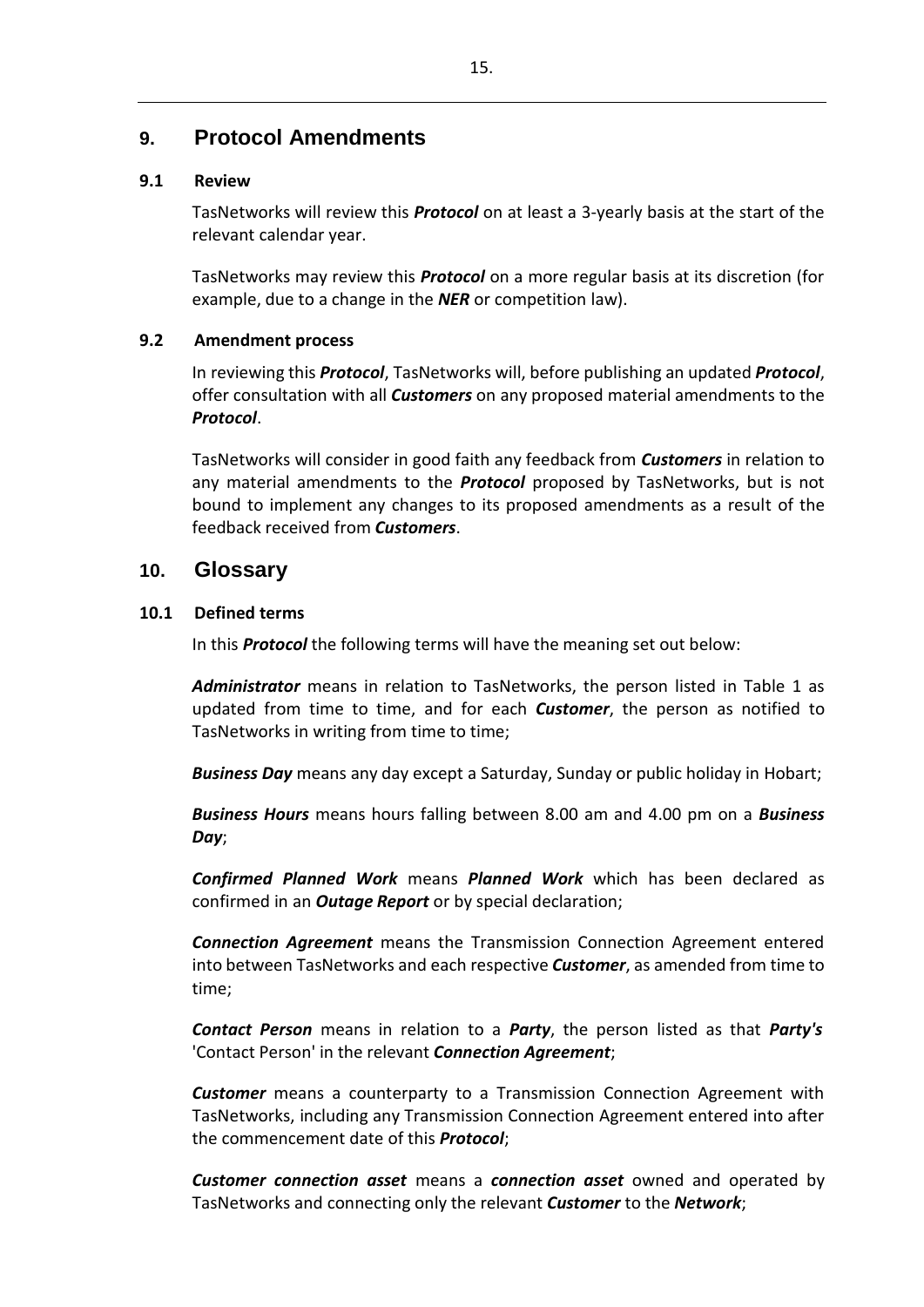# 9. Protocol Amendments

## 9.1 Review

TasNetworks will review this ***Protocol*** on at least a 3-yearly basis at the start of the relevant calendar year.

TasNetworks may review this ***Protocol*** on a more regular basis at its discretion (for example, due to a change in the ***NER*** or competition law).

## 9.2 Amendment process

In reviewing this ***Protocol***, TasNetworks will, before publishing an updated ***Protocol***, offer consultation with all ***Customers*** on any proposed material amendments to the ***Protocol***.

TasNetworks will consider in good faith any feedback from ***Customers*** in relation to any material amendments to the ***Protocol*** proposed by TasNetworks, but is not bound to implement any changes to its proposed amendments as a result of the feedback received from ***Customers***.

# 10. Glossary

## 10.1 Defined terms

In this ***Protocol*** the following terms will have the meaning set out below:

***Administrator*** means in relation to TasNetworks, the person listed in Table 1 as updated from time to time, and for each ***Customer***, the person as notified to TasNetworks in writing from time to time;

***Business Day*** means any day except a Saturday, Sunday or public holiday in Hobart;

***Business Hours*** means hours falling between 8.00 am and 4.00 pm on a ***Business Day***;

***Confirmed Planned Work*** means ***Planned Work*** which has been declared as confirmed in an ***Outage Report*** or by special declaration;

***Connection Agreement*** means the Transmission Connection Agreement entered into between TasNetworks and each respective ***Customer***, as amended from time to time;

***Contact Person*** means in relation to a ***Party***, the person listed as that ***Party's*** 'Contact Person' in the relevant ***Connection Agreement***;

***Customer*** means a counterparty to a Transmission Connection Agreement with TasNetworks, including any Transmission Connection Agreement entered into after the commencement date of this ***Protocol***;

***Customer connection asset*** means a ***connection asset*** owned and operated by TasNetworks and connecting only the relevant ***Customer*** to the ***Network***;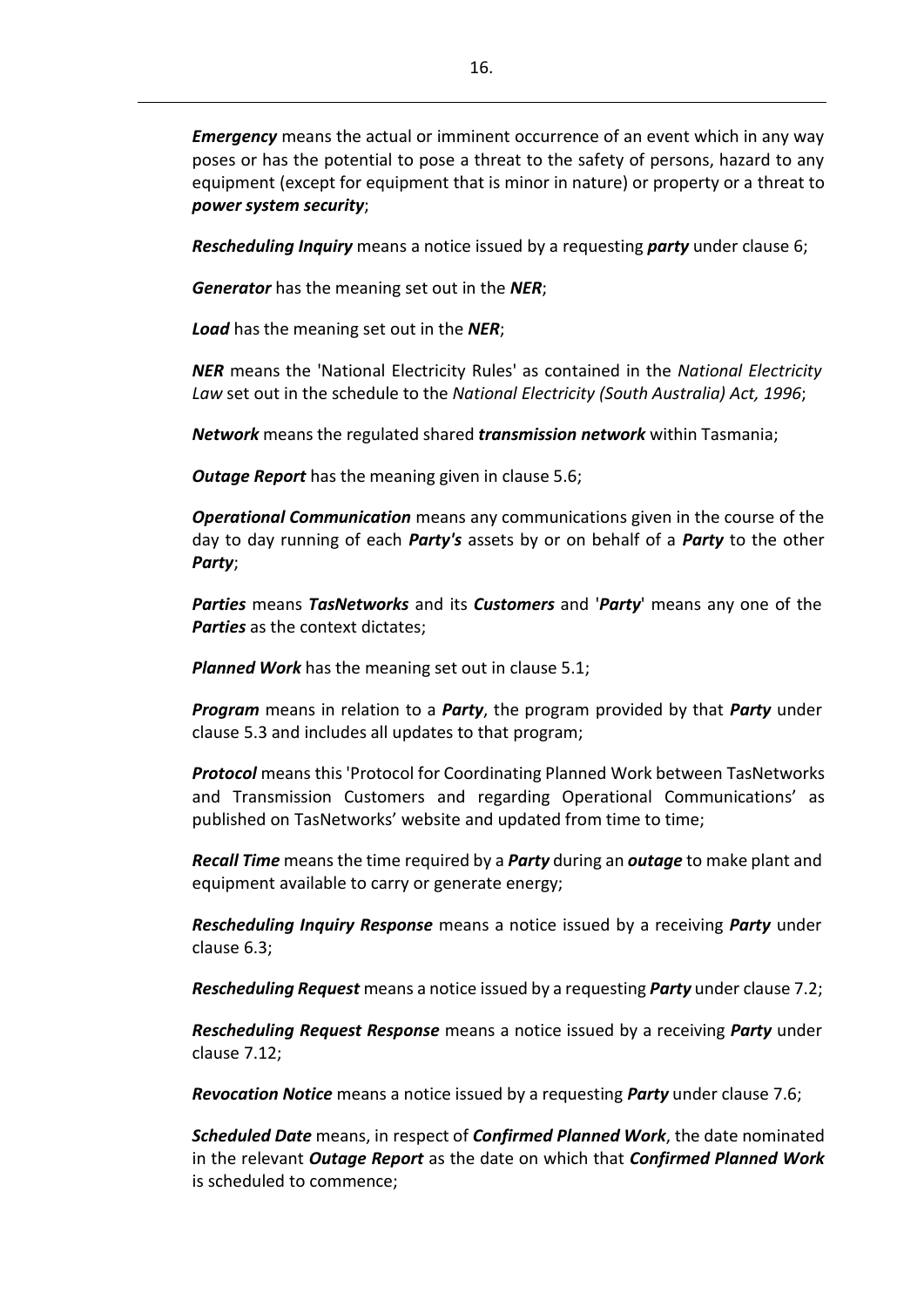***Emergency*** means the actual or imminent occurrence of an event which in any way poses or has the potential to pose a threat to the safety of persons, hazard to any equipment (except for equipment that is minor in nature) or property or a threat to ***power system security***;

***Rescheduling Inquiry*** means a notice issued by a requesting ***party*** under clause 6;

***Generator*** has the meaning set out in the ***NER***;

***Load*** has the meaning set out in the ***NER***;

***NER*** means the 'National Electricity Rules' as contained in the *National Electricity Law* set out in the schedule to the *National Electricity (South Australia) Act, 1996*;

***Network*** means the regulated shared ***transmission network*** within Tasmania;

***Outage Report*** has the meaning given in clause 5.6;

***Operational Communication*** means any communications given in the course of the day to day running of each ***Party's*** assets by or on behalf of a ***Party*** to the other ***Party***;

***Parties*** means ***TasNetworks*** and its ***Customers*** and '***Party***' means any one of the ***Parties*** as the context dictates;

***Planned Work*** has the meaning set out in clause 5.1;

***Program*** means in relation to a ***Party***, the program provided by that ***Party*** under clause 5.3 and includes all updates to that program;

***Protocol*** means this 'Protocol for Coordinating Planned Work between TasNetworks and Transmission Customers and regarding Operational Communications' as published on TasNetworks' website and updated from time to time;

***Recall Time*** means the time required by a ***Party*** during an ***outage*** to make plant and equipment available to carry or generate energy;

***Rescheduling Inquiry Response*** means a notice issued by a receiving ***Party*** under clause 6.3;

***Rescheduling Request*** means a notice issued by a requesting ***Party*** under clause 7.2;

***Rescheduling Request Response*** means a notice issued by a receiving ***Party*** under clause 7.12;

***Revocation Notice*** means a notice issued by a requesting ***Party*** under clause 7.6;

***Scheduled Date*** means, in respect of ***Confirmed Planned Work***, the date nominated in the relevant ***Outage Report*** as the date on which that ***Confirmed Planned Work*** is scheduled to commence;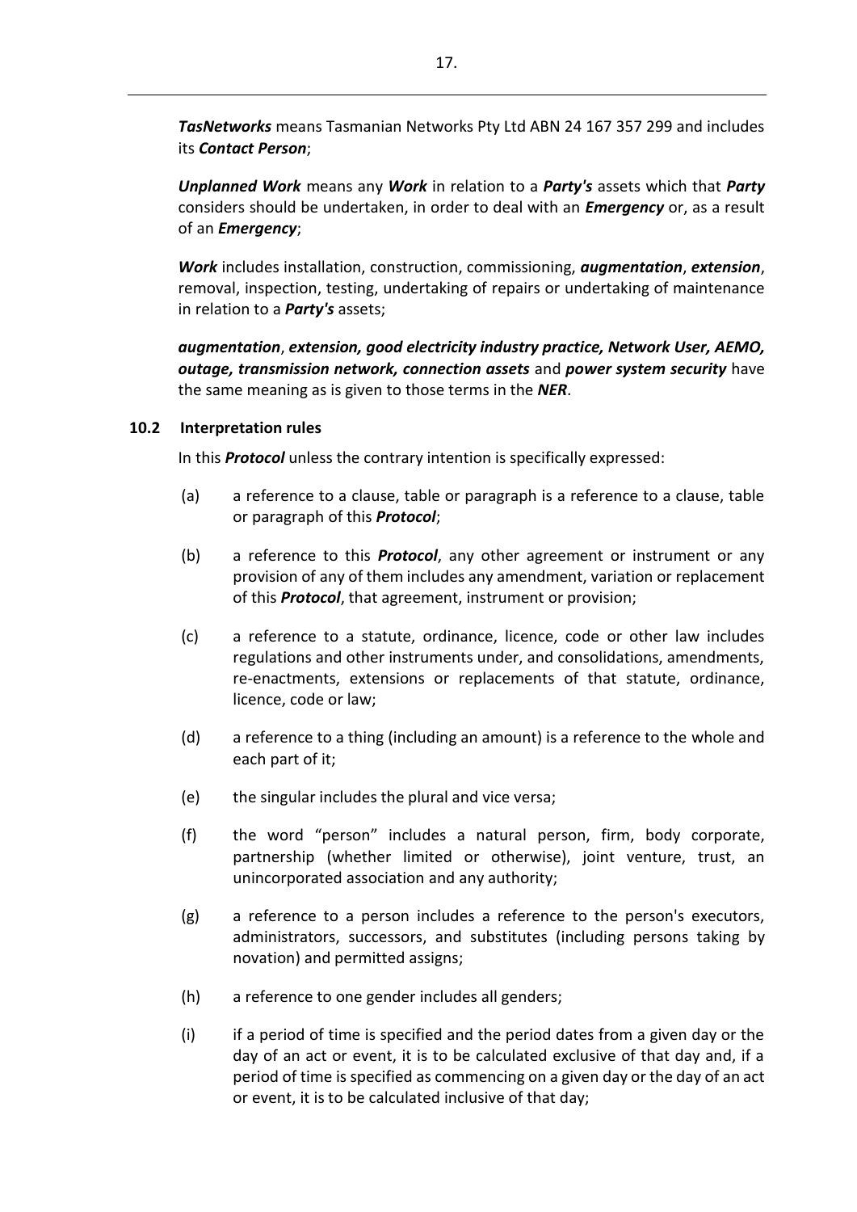***TasNetworks*** means Tasmanian Networks Pty Ltd ABN 24 167 357 299 and includes its ***Contact Person***;

***Unplanned Work*** means any ***Work*** in relation to a ***Party's*** assets which that ***Party*** considers should be undertaken, in order to deal with an ***Emergency*** or, as a result of an ***Emergency***;

***Work*** includes installation, construction, commissioning, ***augmentation***, ***extension***, removal, inspection, testing, undertaking of repairs or undertaking of maintenance in relation to a ***Party's*** assets;

***augmentation***, ***extension, good electricity industry practice, Network User, AEMO, outage, transmission network, connection assets*** and ***power system security*** have the same meaning as is given to those terms in the ***NER***.

### 10.2 Interpretation rules

In this ***Protocol*** unless the contrary intention is specifically expressed:

(a) a reference to a clause, table or paragraph is a reference to a clause, table or paragraph of this ***Protocol***;

(b) a reference to this ***Protocol***, any other agreement or instrument or any provision of any of them includes any amendment, variation or replacement of this ***Protocol***, that agreement, instrument or provision;

(c) a reference to a statute, ordinance, licence, code or other law includes regulations and other instruments under, and consolidations, amendments, re-enactments, extensions or replacements of that statute, ordinance, licence, code or law;

(d) a reference to a thing (including an amount) is a reference to the whole and each part of it;

(e) the singular includes the plural and vice versa;

(f) the word "person" includes a natural person, firm, body corporate, partnership (whether limited or otherwise), joint venture, trust, an unincorporated association and any authority;

(g) a reference to a person includes a reference to the person's executors, administrators, successors, and substitutes (including persons taking by novation) and permitted assigns;

(h) a reference to one gender includes all genders;

(i) if a period of time is specified and the period dates from a given day or the day of an act or event, it is to be calculated exclusive of that day and, if a period of time is specified as commencing on a given day or the day of an act or event, it is to be calculated inclusive of that day;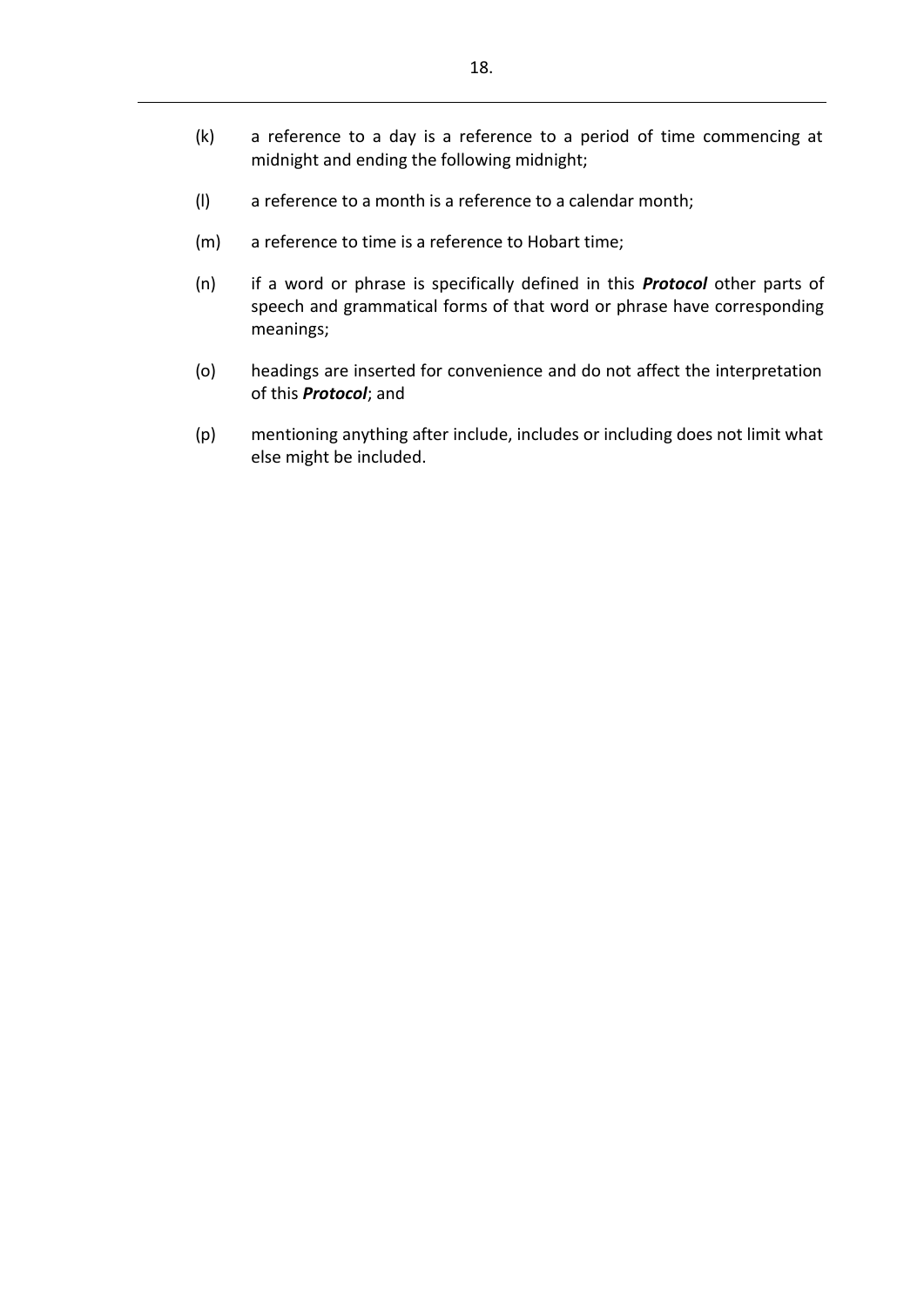(k) a reference to a day is a reference to a period of time commencing at midnight and ending the following midnight;

(l) a reference to a month is a reference to a calendar month;

(m) a reference to time is a reference to Hobart time;

(n) if a word or phrase is specifically defined in this ***Protocol*** other parts of speech and grammatical forms of that word or phrase have corresponding meanings;

(o) headings are inserted for convenience and do not affect the interpretation of this ***Protocol***; and

(p) mentioning anything after include, includes or including does not limit what else might be included.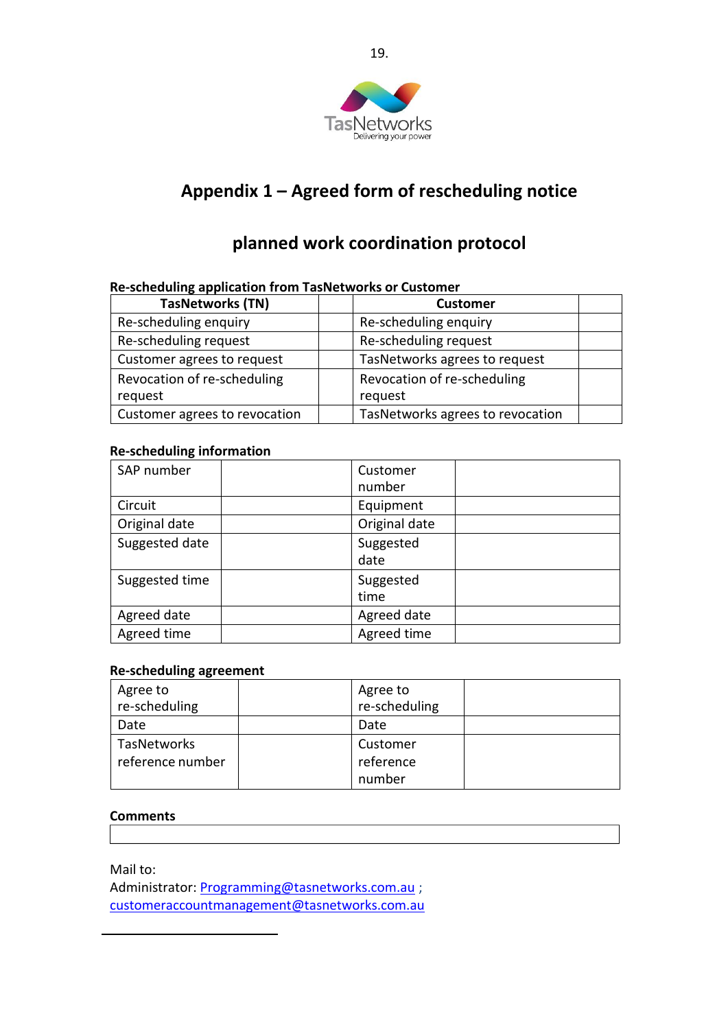# Appendix 1 – Agreed form of rescheduling notice

## planned work coordination protocol

**Re-scheduling application from TasNetworks or Customer**

| TasNetworks (TN) | | Customer | |
|---|---|---|---|
| Re-scheduling enquiry | | Re-scheduling enquiry | |
| Re-scheduling request | | Re-scheduling request | |
| Customer agrees to request | | TasNetworks agrees to request | |
| Revocation of re-scheduling request | | Revocation of re-scheduling request | |
| Customer agrees to revocation | | TasNetworks agrees to revocation | |

**Re-scheduling information**

| | | | |
|---|---|---|---|
| SAP number | | Customer number | |
| Circuit | | Equipment | |
| Original date | | Original date | |
| Suggested date | | Suggested date | |
| Suggested time | | Suggested time | |
| Agreed date | | Agreed date | |
| Agreed time | | Agreed time | |

**Re-scheduling agreement**

| | | | |
|---|---|---|---|
| Agree to re-scheduling | | Agree to re-scheduling | |
| Date | | Date | |
| TasNetworks reference number | | Customer reference number | |

**Comments**

| |
|---|
| |

Mail to:
Administrator: Programming@tasnetworks.com.au ;
customeraccountmanagement@tasnetworks.com.au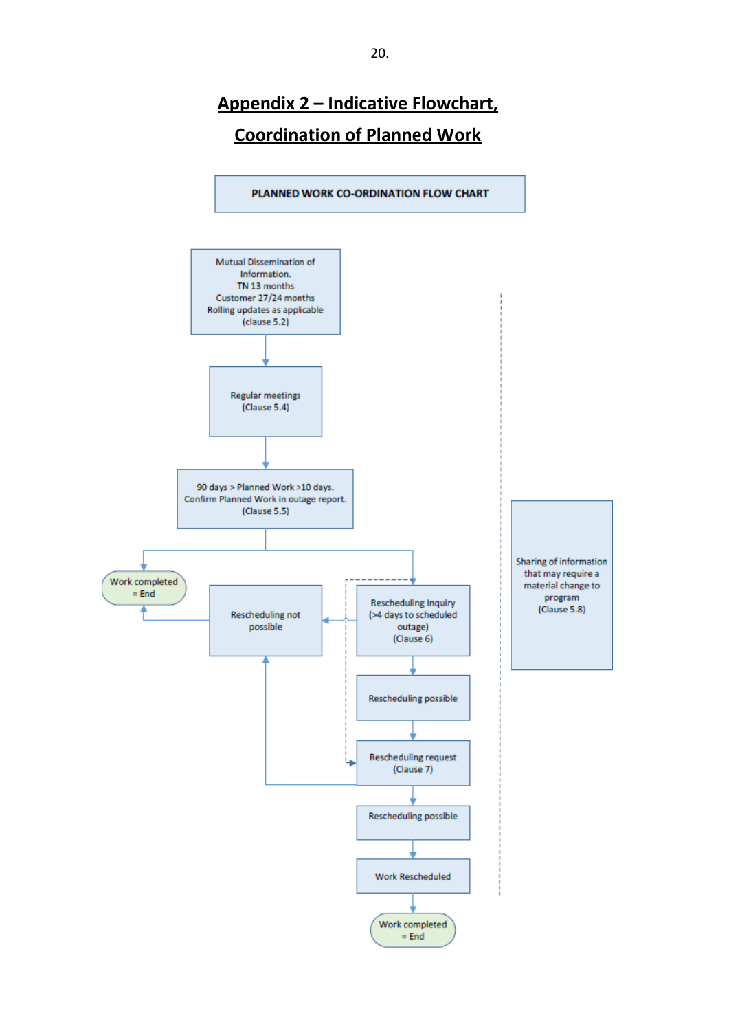# Appendix 2 – Indicative Flowchart, Coordination of Planned Work

PLANNED WORK CO-ORDINATION FLOW CHART

Mutual Dissemination of Information.
TN 13 months
Customer 27/24 months
Rolling updates as applicable
(clause 5.2)

Regular meetings
(Clause 5.4)

90 days > Planned Work >10 days.
Confirm Planned Work in outage report.
(Clause 5.5)

Work completed = End

Rescheduling not possible

Rescheduling Inquiry
(>4 days to scheduled outage)
(Clause 6)

Rescheduling possible

Rescheduling request
(Clause 7)

Rescheduling possible

Work Rescheduled

Work completed = End

Sharing of information that may require a material change to program
(Clause 5.8)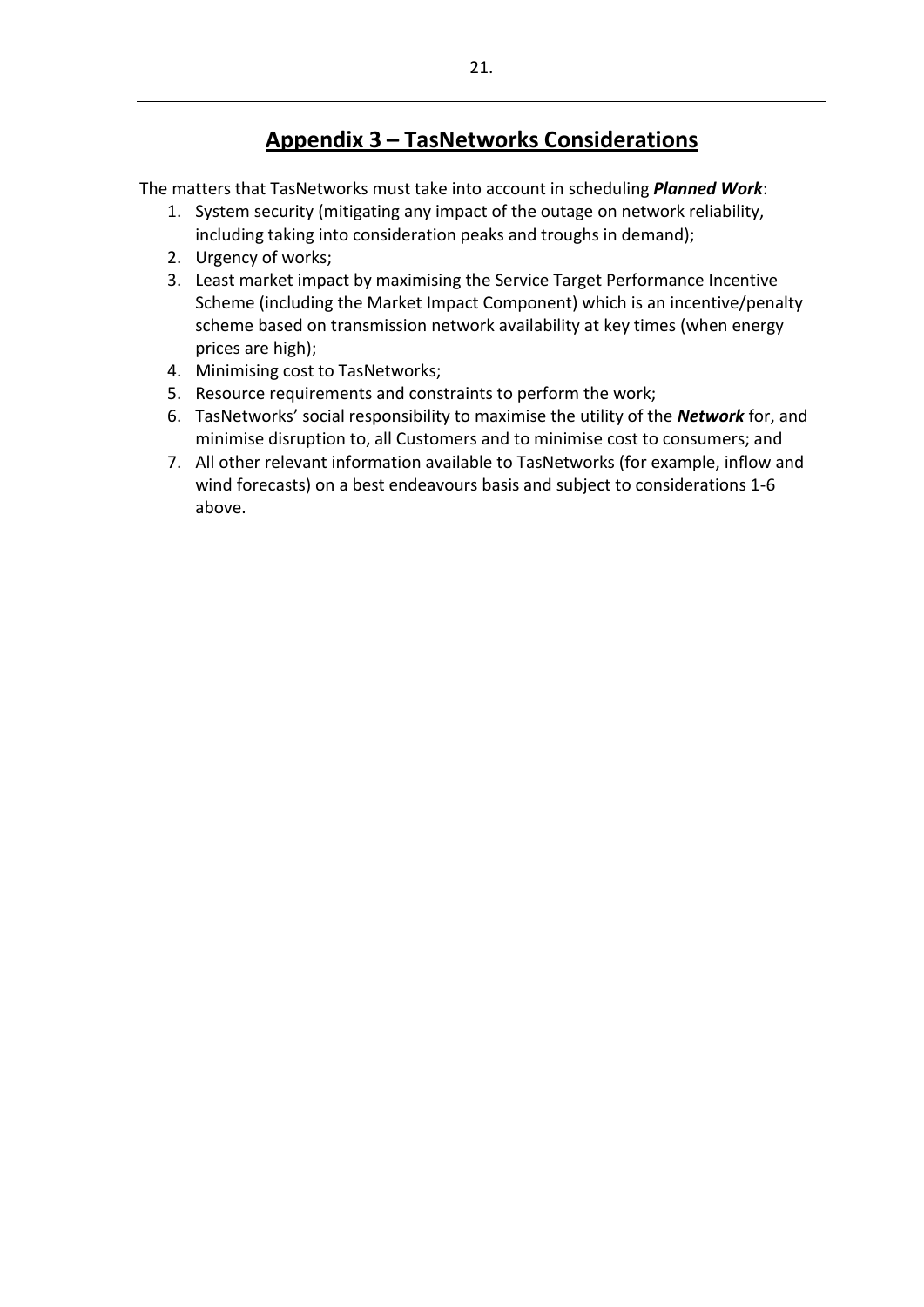## <u>Appendix 3 – TasNetworks Considerations</u>

The matters that TasNetworks must take into account in scheduling ***Planned Work***:

1. System security (mitigating any impact of the outage on network reliability, including taking into consideration peaks and troughs in demand);
2. Urgency of works;
3. Least market impact by maximising the Service Target Performance Incentive Scheme (including the Market Impact Component) which is an incentive/penalty scheme based on transmission network availability at key times (when energy prices are high);
4. Minimising cost to TasNetworks;
5. Resource requirements and constraints to perform the work;
6. TasNetworks' social responsibility to maximise the utility of the ***Network*** for, and minimise disruption to, all Customers and to minimise cost to consumers; and
7. All other relevant information available to TasNetworks (for example, inflow and wind forecasts) on a best endeavours basis and subject to considerations 1-6 above.